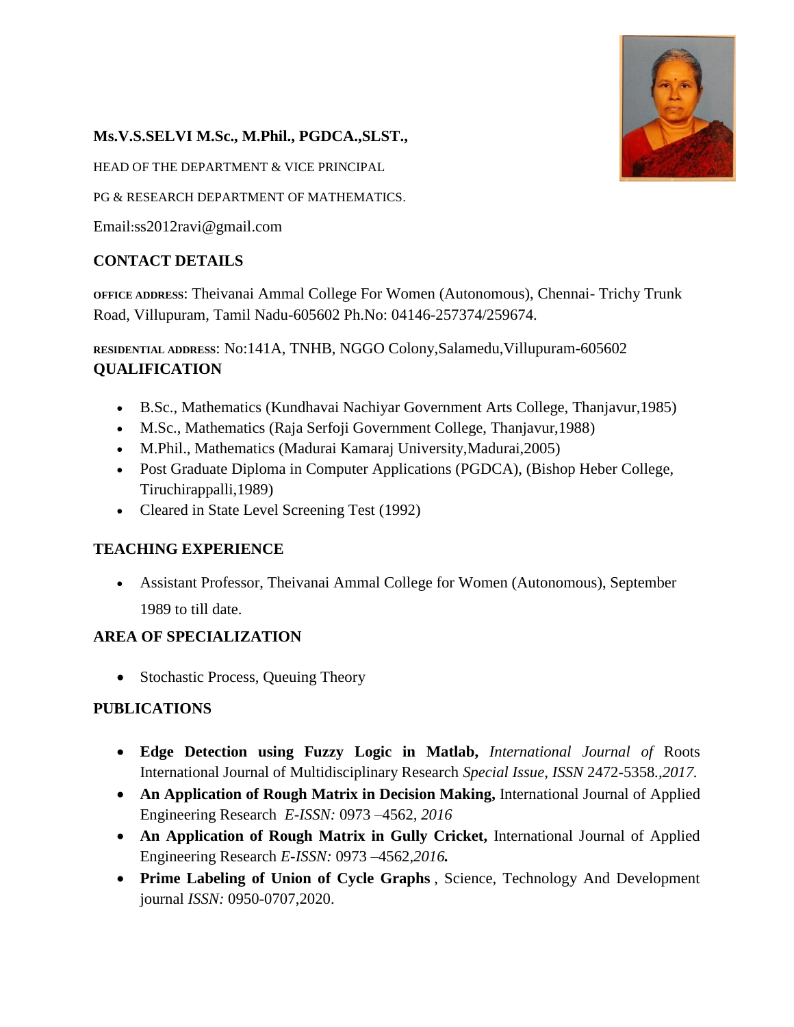**Ms.V.S.SELVI M.Sc., M.Phil., PGDCA.,SLST.,**

HEAD OF THE DEPARTMENT & VICE PRINCIPAL

PG & RESEARCH DEPARTMENT OF MATHEMATICS.

Email:ss2012ravi@gmail.com

## CONTACT DETAILS

**OFFICE ADDRESS**: Theivanai Ammal College For Women (Autonomous), Chennai- Trichy Trunk Road, Villupuram, Tamil Nadu-605602 Ph.No: 04146-257374/259674.

**RESIDENTIAL ADDRESS**: No:141A, TNHB, NGGO Colony,Salamedu,Villupuram-605602

## QUALIFICATION

- B.Sc., Mathematics (Kundhavai Nachiyar Government Arts College, Thanjavur,1985)
- M.Sc., Mathematics (Raja Serfoji Government College, Thanjavur,1988)
- M.Phil., Mathematics (Madurai Kamaraj University,Madurai,2005)
- Post Graduate Diploma in Computer Applications (PGDCA), (Bishop Heber College, Tiruchirappalli,1989)
- Cleared in State Level Screening Test (1992)

## TEACHING EXPERIENCE

- Assistant Professor, Theivanai Ammal College for Women (Autonomous), September 1989 to till date.

## AREA OF SPECIALIZATION

- Stochastic Process, Queuing Theory

## PUBLICATIONS

- **Edge Detection using Fuzzy Logic in Matlab,** *International Journal of* Roots International Journal of Multidisciplinary Research *Special Issue, ISSN* 2472-5358.,*2017.*
- **An Application of Rough Matrix in Decision Making,** International Journal of Applied Engineering Research *E-ISSN:* 0973 –4562, *2016*
- **An Application of Rough Matrix in Gully Cricket,** International Journal of Applied Engineering Research *E-ISSN:* 0973 –4562,*2016.*
- **Prime Labeling of Union of Cycle Graphs** , Science, Technology And Development journal *ISSN:* 0950-0707,2020.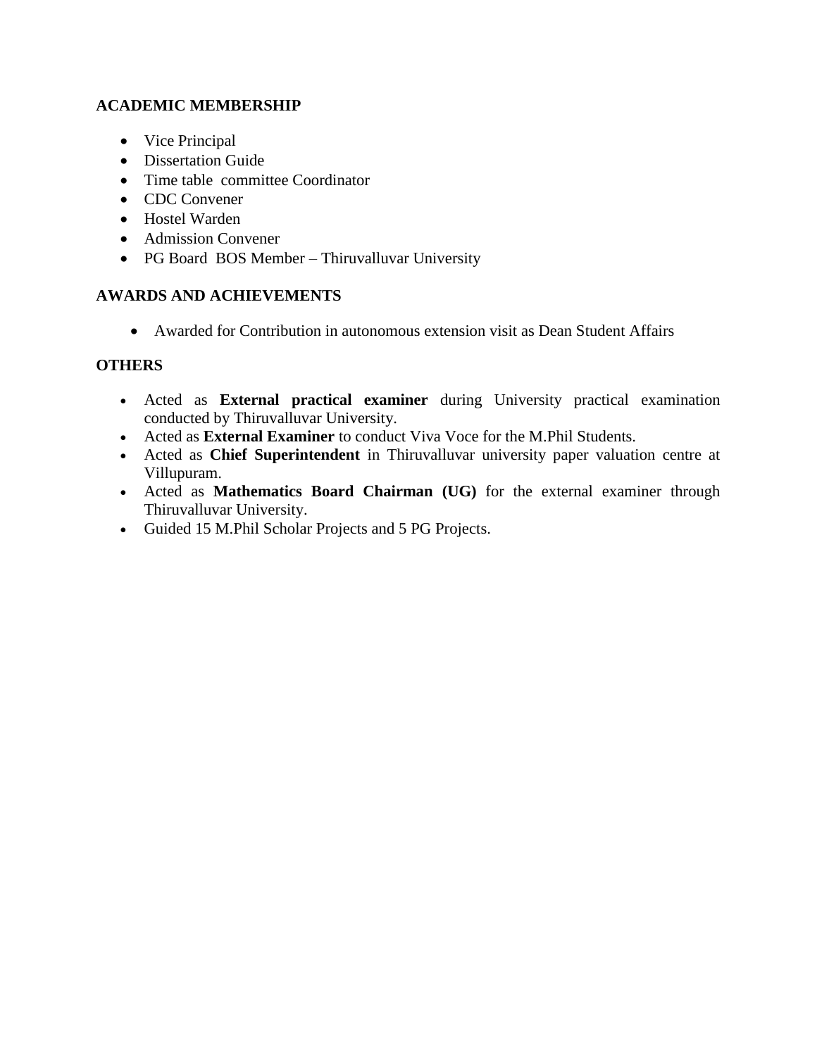## ACADEMIC MEMBERSHIP

- Vice Principal
- Dissertation Guide
- Time table committee Coordinator
- CDC Convener
- Hostel Warden
- Admission Convener
- PG Board BOS Member – Thiruvalluvar University

## AWARDS AND ACHIEVEMENTS

- Awarded for Contribution in autonomous extension visit as Dean Student Affairs

## OTHERS

- Acted as **External practical examiner** during University practical examination conducted by Thiruvalluvar University.
- Acted as **External Examiner** to conduct Viva Voce for the M.Phil Students.
- Acted as **Chief Superintendent** in Thiruvalluvar university paper valuation centre at Villupuram.
- Acted as **Mathematics Board Chairman (UG)** for the external examiner through Thiruvalluvar University.
- Guided 15 M.Phil Scholar Projects and 5 PG Projects.